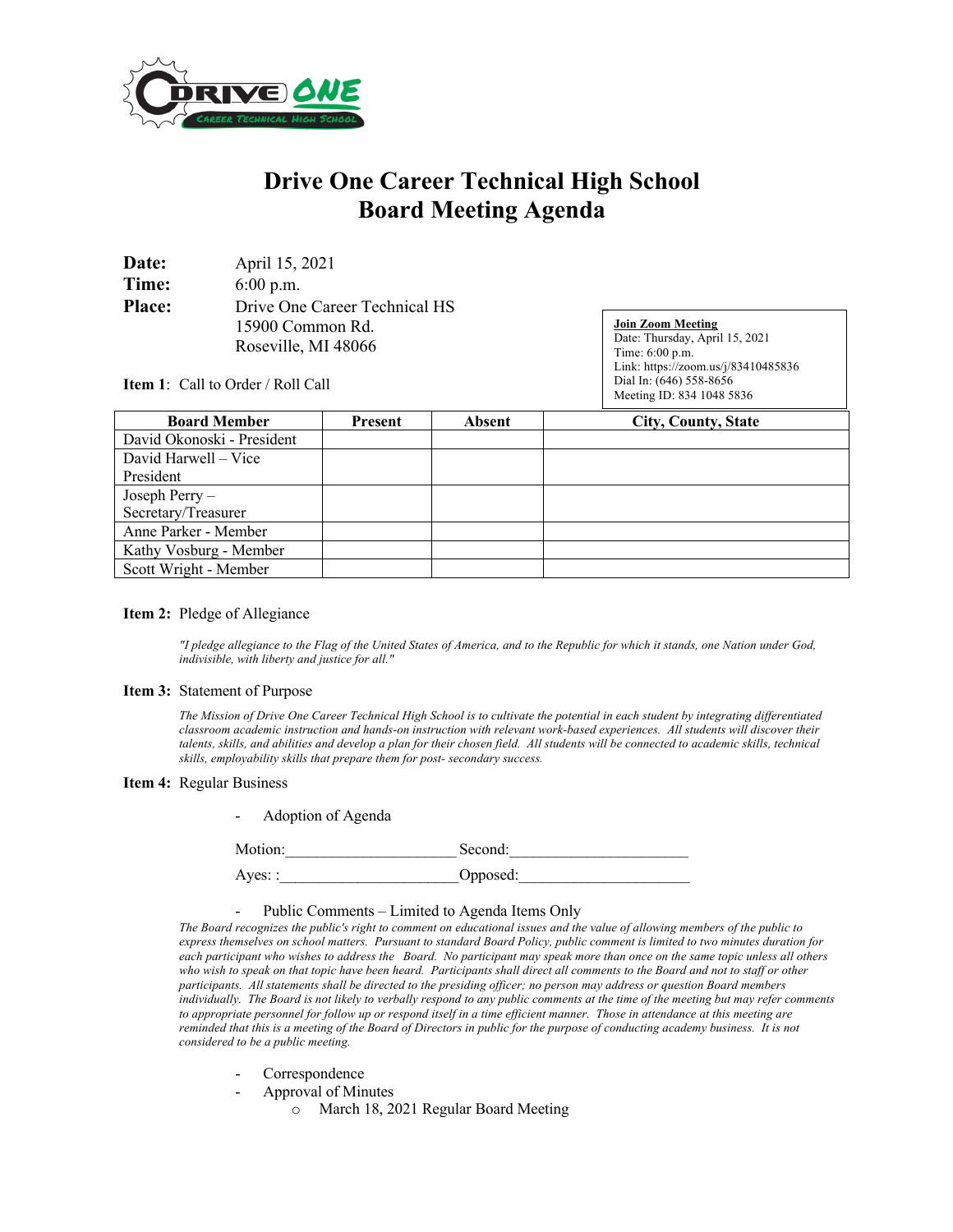# Drive One Career Technical High School
# Board Meeting Agenda

**Date:** April 15, 2021
**Time:** 6:00 p.m.
**Place:** Drive One Career Technical HS
15900 Common Rd.
Roseville, MI 48066

**Join Zoom Meeting**
Date: Thursday, April 15, 2021
Time: 6:00 p.m.
Link: https://zoom.us/j/83410485836
Dial In: (646) 558-8656
Meeting ID: 834 1048 5836

**Item 1**: Call to Order / Roll Call

| Board Member | Present | Absent | City, County, State |
|---|---|---|---|
| David Okonoski - President | | | |
| David Harwell – Vice President | | | |
| Joseph Perry – Secretary/Treasurer | | | |
| Anne Parker - Member | | | |
| Kathy Vosburg - Member | | | |
| Scott Wright - Member | | | |

**Item 2:** Pledge of Allegiance

*"I pledge allegiance to the Flag of the United States of America, and to the Republic for which it stands, one Nation under God, indivisible, with liberty and justice for all."*

**Item 3:** Statement of Purpose

*The Mission of Drive One Career Technical High School is to cultivate the potential in each student by integrating differentiated classroom academic instruction and hands-on instruction with relevant work-based experiences. All students will discover their talents, skills, and abilities and develop a plan for their chosen field. All students will be connected to academic skills, technical skills, employability skills that prepare them for post- secondary success.*

**Item 4:** Regular Business

- Adoption of Agenda

Motion:_____________________ Second:______________________

Ayes: :______________________Opposed:_____________________

- Public Comments – Limited to Agenda Items Only

*The Board recognizes the public's right to comment on educational issues and the value of allowing members of the public to express themselves on school matters. Pursuant to standard Board Policy, public comment is limited to two minutes duration for each participant who wishes to address the Board. No participant may speak more than once on the same topic unless all others who wish to speak on that topic have been heard. Participants shall direct all comments to the Board and not to staff or other participants. All statements shall be directed to the presiding officer; no person may address or question Board members individually. The Board is not likely to verbally respond to any public comments at the time of the meeting but may refer comments to appropriate personnel for follow up or respond itself in a time efficient manner. Those in attendance at this meeting are reminded that this is a meeting of the Board of Directors in public for the purpose of conducting academy business. It is not considered to be a public meeting.*

- Correspondence
- Approval of Minutes
  - March 18, 2021 Regular Board Meeting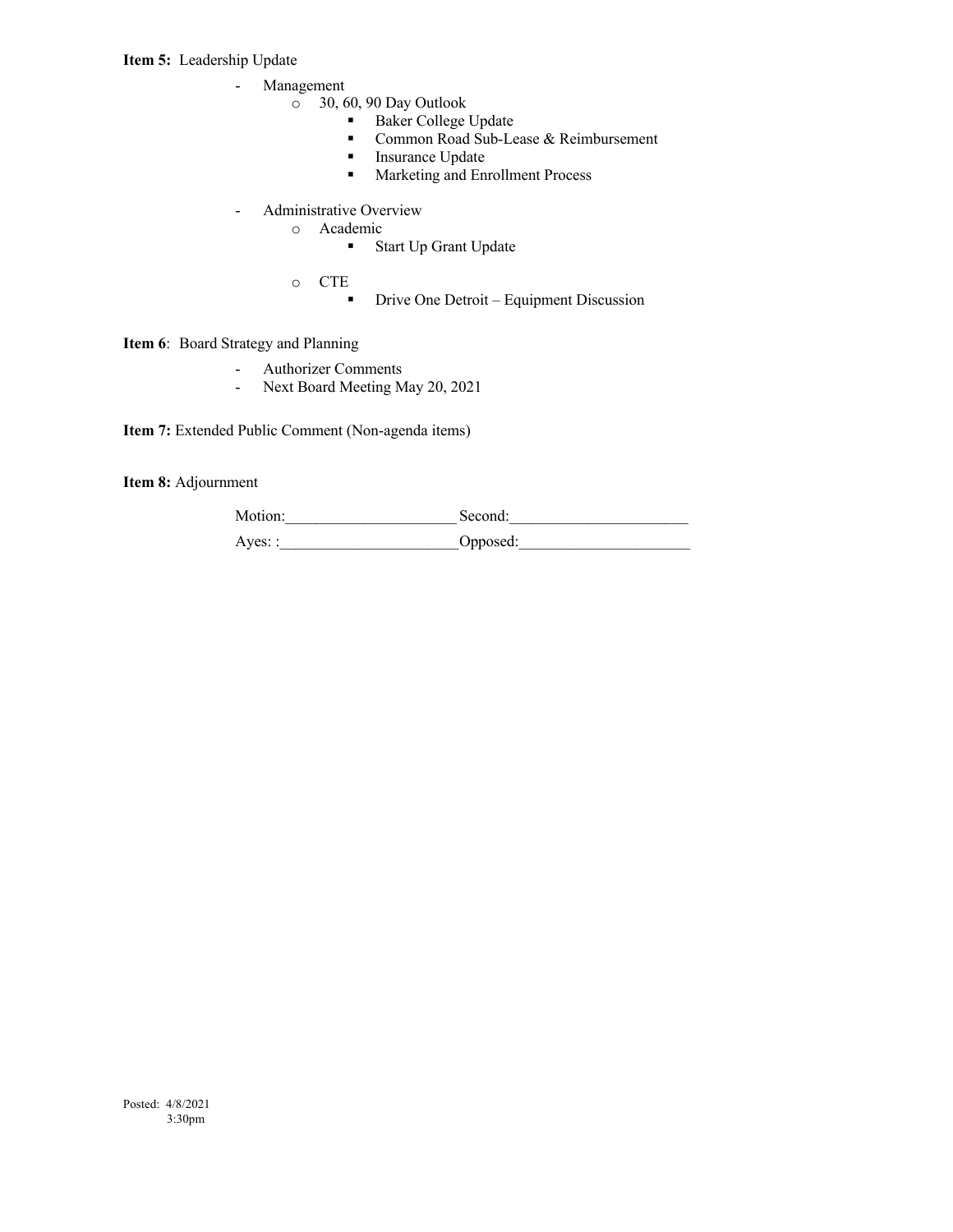**Item 5:** Leadership Update

- Management
  - 30, 60, 90 Day Outlook
    - Baker College Update
    - Common Road Sub-Lease & Reimbursement
    - Insurance Update
    - Marketing and Enrollment Process

- Administrative Overview
  - Academic
    - Start Up Grant Update
  - CTE
    - Drive One Detroit – Equipment Discussion

**Item 6**: Board Strategy and Planning

- Authorizer Comments
- Next Board Meeting May 20, 2021

**Item 7:** Extended Public Comment (Non-agenda items)

**Item 8:** Adjournment

Motion:_____________________ Second:______________________

Ayes: :______________________Opposed:_____________________

Posted: 4/8/2021
3:30pm